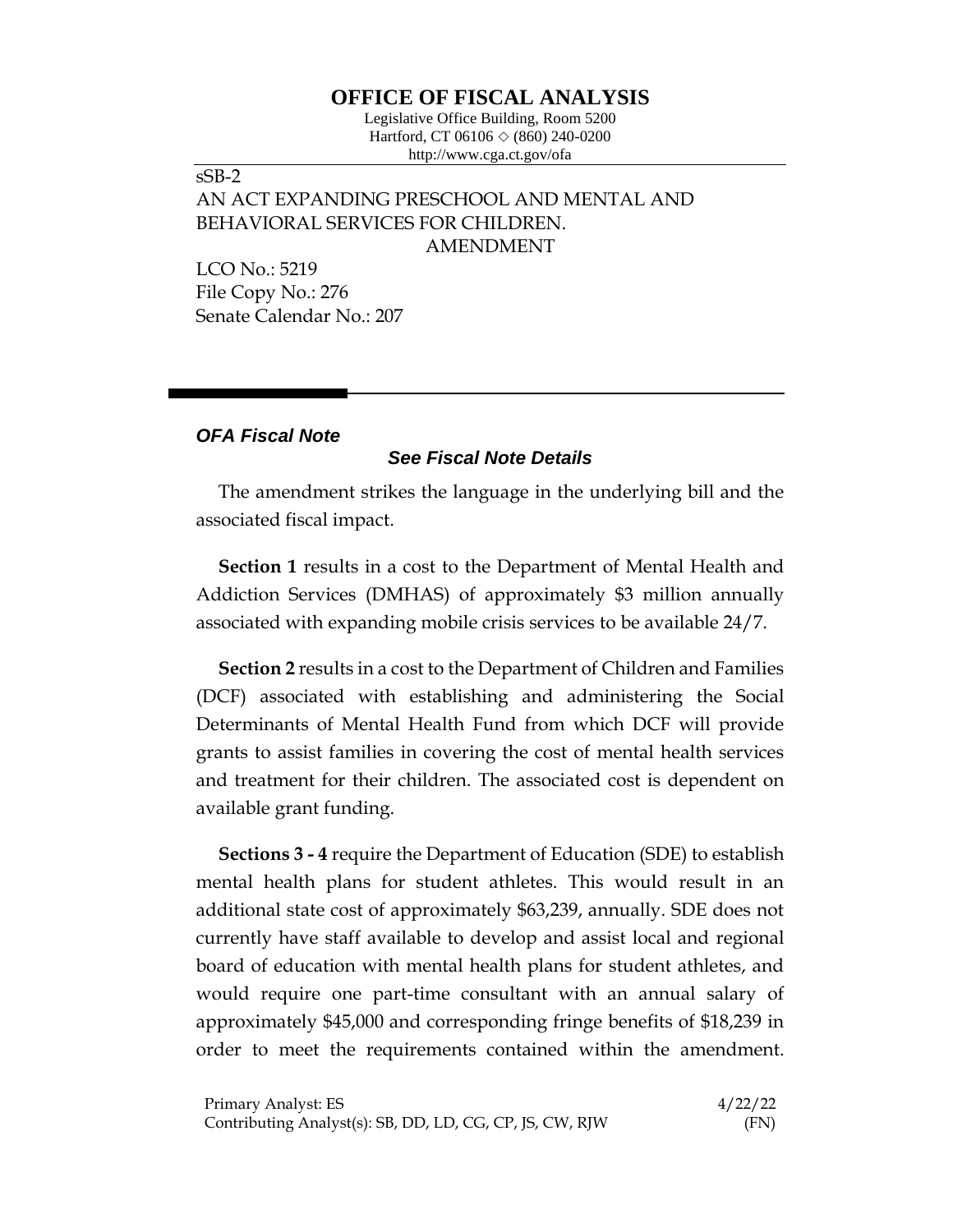# OFFICE OF FISCAL ANALYSIS

Legislative Office Building, Room 5200
Hartford, CT 06106 ◇ (860) 240-0200
http://www.cga.ct.gov/ofa

sSB-2
AN ACT EXPANDING PRESCHOOL AND MENTAL AND BEHAVIORAL SERVICES FOR CHILDREN.
AMENDMENT

LCO No.: 5219
File Copy No.: 276
Senate Calendar No.: 207

***OFA Fiscal Note***

***See Fiscal Note Details***

The amendment strikes the language in the underlying bill and the associated fiscal impact.

**Section 1** results in a cost to the Department of Mental Health and Addiction Services (DMHAS) of approximately $3 million annually associated with expanding mobile crisis services to be available 24/7.

**Section 2** results in a cost to the Department of Children and Families (DCF) associated with establishing and administering the Social Determinants of Mental Health Fund from which DCF will provide grants to assist families in covering the cost of mental health services and treatment for their children. The associated cost is dependent on available grant funding.

**Sections 3 - 4** require the Department of Education (SDE) to establish mental health plans for student athletes. This would result in an additional state cost of approximately $63,239, annually. SDE does not currently have staff available to develop and assist local and regional board of education with mental health plans for student athletes, and would require one part-time consultant with an annual salary of approximately $45,000 and corresponding fringe benefits of $18,239 in order to meet the requirements contained within the amendment.

Primary Analyst: ES 4/22/22
Contributing Analyst(s): SB, DD, LD, CG, CP, JS, CW, RJW (FN)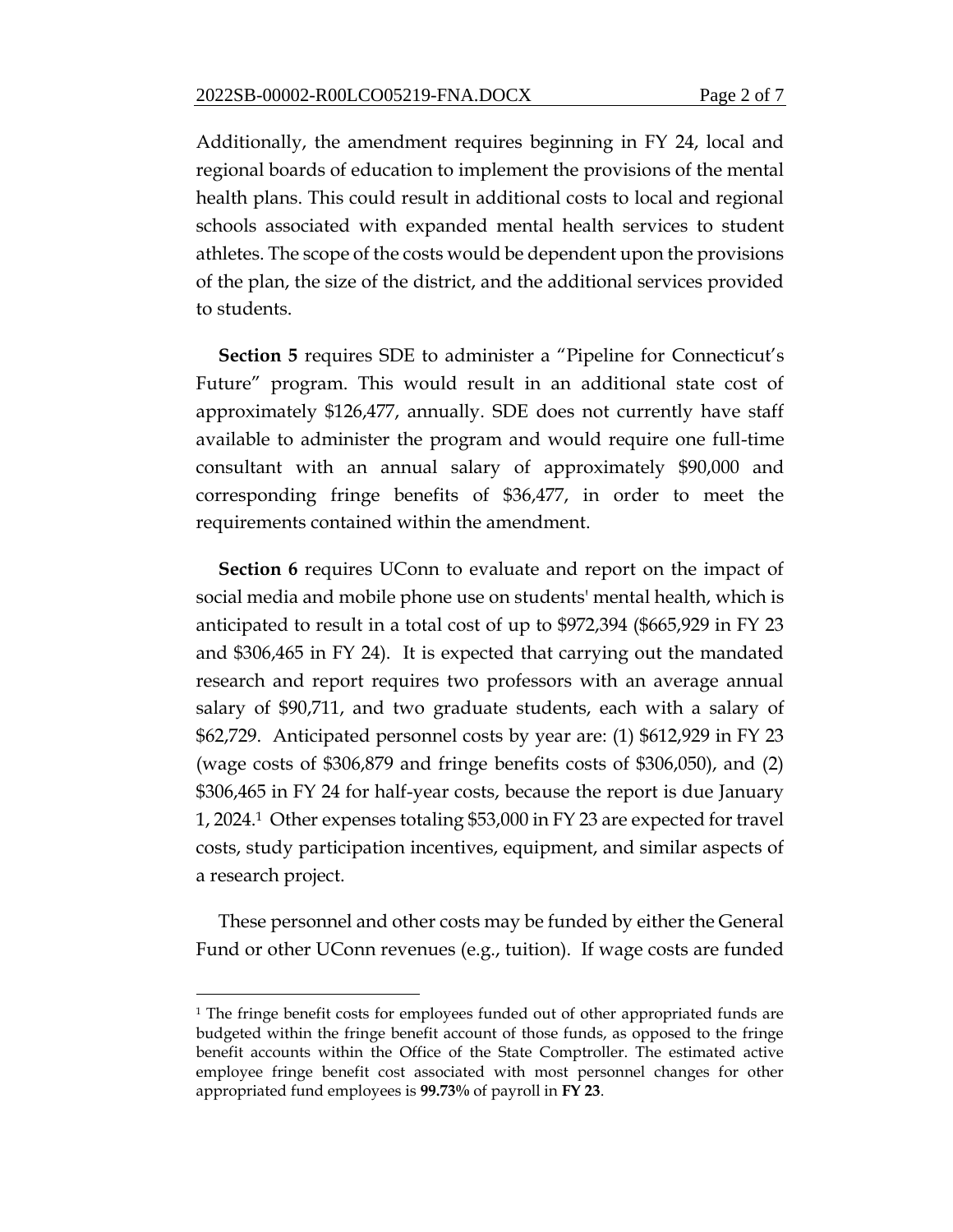Additionally, the amendment requires beginning in FY 24, local and regional boards of education to implement the provisions of the mental health plans. This could result in additional costs to local and regional schools associated with expanded mental health services to student athletes. The scope of the costs would be dependent upon the provisions of the plan, the size of the district, and the additional services provided to students.

**Section 5** requires SDE to administer a "Pipeline for Connecticut's Future" program. This would result in an additional state cost of approximately $126,477, annually. SDE does not currently have staff available to administer the program and would require one full-time consultant with an annual salary of approximately $90,000 and corresponding fringe benefits of $36,477, in order to meet the requirements contained within the amendment.

**Section 6** requires UConn to evaluate and report on the impact of social media and mobile phone use on students' mental health, which is anticipated to result in a total cost of up to $972,394 ($665,929 in FY 23 and $306,465 in FY 24). It is expected that carrying out the mandated research and report requires two professors with an average annual salary of $90,711, and two graduate students, each with a salary of $62,729. Anticipated personnel costs by year are: (1) $612,929 in FY 23 (wage costs of $306,879 and fringe benefits costs of $306,050), and (2) $306,465 in FY 24 for half-year costs, because the report is due January 1, 2024.[1] Other expenses totaling $53,000 in FY 23 are expected for travel costs, study participation incentives, equipment, and similar aspects of a research project.

These personnel and other costs may be funded by either the General Fund or other UConn revenues (e.g., tuition). If wage costs are funded

---

[1] The fringe benefit costs for employees funded out of other appropriated funds are budgeted within the fringe benefit account of those funds, as opposed to the fringe benefit accounts within the Office of the State Comptroller. The estimated active employee fringe benefit cost associated with most personnel changes for other appropriated fund employees is **99.73%** of payroll in **FY 23**.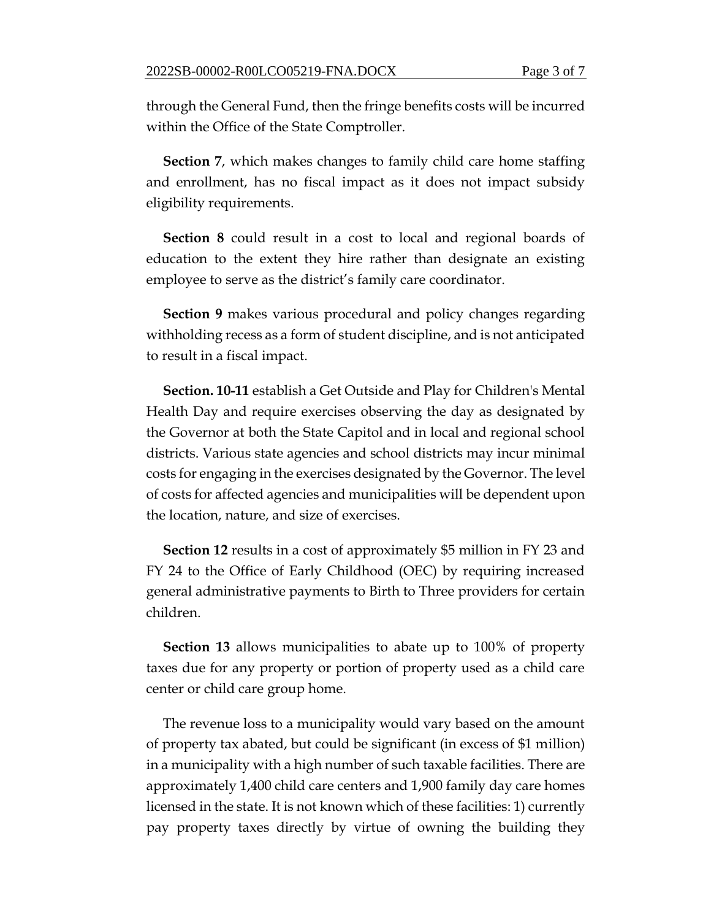through the General Fund, then the fringe benefits costs will be incurred within the Office of the State Comptroller.

**Section 7**, which makes changes to family child care home staffing and enrollment, has no fiscal impact as it does not impact subsidy eligibility requirements.

**Section 8** could result in a cost to local and regional boards of education to the extent they hire rather than designate an existing employee to serve as the district's family care coordinator.

**Section 9** makes various procedural and policy changes regarding withholding recess as a form of student discipline, and is not anticipated to result in a fiscal impact.

**Section. 10-11** establish a Get Outside and Play for Children's Mental Health Day and require exercises observing the day as designated by the Governor at both the State Capitol and in local and regional school districts. Various state agencies and school districts may incur minimal costs for engaging in the exercises designated by the Governor. The level of costs for affected agencies and municipalities will be dependent upon the location, nature, and size of exercises.

**Section 12** results in a cost of approximately $5 million in FY 23 and FY 24 to the Office of Early Childhood (OEC) by requiring increased general administrative payments to Birth to Three providers for certain children.

**Section 13** allows municipalities to abate up to 100% of property taxes due for any property or portion of property used as a child care center or child care group home.

The revenue loss to a municipality would vary based on the amount of property tax abated, but could be significant (in excess of $1 million) in a municipality with a high number of such taxable facilities. There are approximately 1,400 child care centers and 1,900 family day care homes licensed in the state. It is not known which of these facilities: 1) currently pay property taxes directly by virtue of owning the building they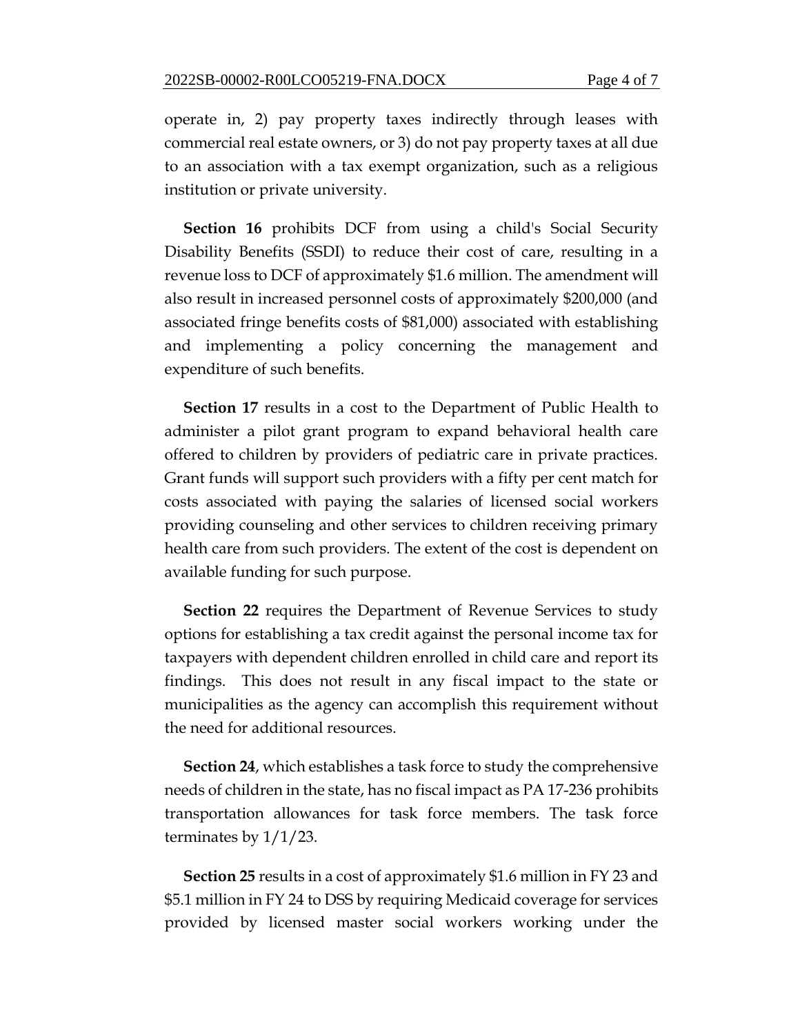operate in, 2) pay property taxes indirectly through leases with commercial real estate owners, or 3) do not pay property taxes at all due to an association with a tax exempt organization, such as a religious institution or private university.

**Section 16** prohibits DCF from using a child's Social Security Disability Benefits (SSDI) to reduce their cost of care, resulting in a revenue loss to DCF of approximately $1.6 million. The amendment will also result in increased personnel costs of approximately $200,000 (and associated fringe benefits costs of $81,000) associated with establishing and implementing a policy concerning the management and expenditure of such benefits.

**Section 17** results in a cost to the Department of Public Health to administer a pilot grant program to expand behavioral health care offered to children by providers of pediatric care in private practices. Grant funds will support such providers with a fifty per cent match for costs associated with paying the salaries of licensed social workers providing counseling and other services to children receiving primary health care from such providers. The extent of the cost is dependent on available funding for such purpose.

**Section 22** requires the Department of Revenue Services to study options for establishing a tax credit against the personal income tax for taxpayers with dependent children enrolled in child care and report its findings. This does not result in any fiscal impact to the state or municipalities as the agency can accomplish this requirement without the need for additional resources.

**Section 24**, which establishes a task force to study the comprehensive needs of children in the state, has no fiscal impact as PA 17-236 prohibits transportation allowances for task force members. The task force terminates by 1/1/23.

**Section 25** results in a cost of approximately $1.6 million in FY 23 and $5.1 million in FY 24 to DSS by requiring Medicaid coverage for services provided by licensed master social workers working under the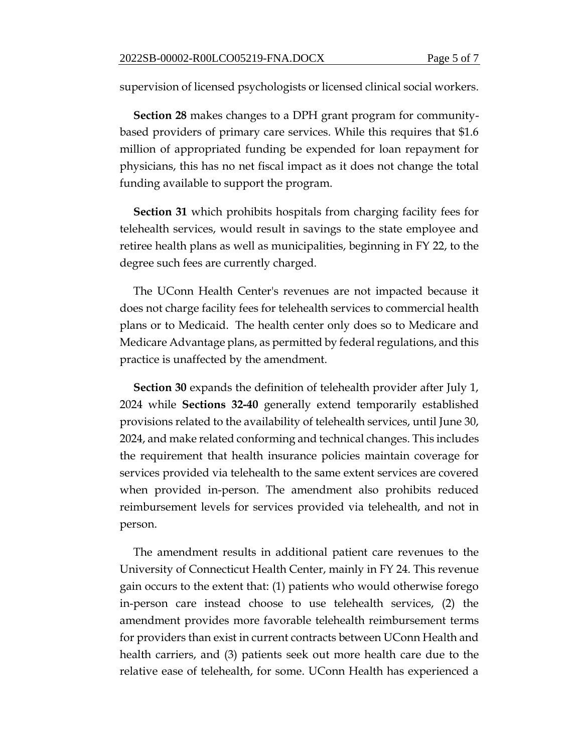supervision of licensed psychologists or licensed clinical social workers.

**Section 28** makes changes to a DPH grant program for community-based providers of primary care services. While this requires that $1.6 million of appropriated funding be expended for loan repayment for physicians, this has no net fiscal impact as it does not change the total funding available to support the program.

**Section 31** which prohibits hospitals from charging facility fees for telehealth services, would result in savings to the state employee and retiree health plans as well as municipalities, beginning in FY 22, to the degree such fees are currently charged.

The UConn Health Center's revenues are not impacted because it does not charge facility fees for telehealth services to commercial health plans or to Medicaid. The health center only does so to Medicare and Medicare Advantage plans, as permitted by federal regulations, and this practice is unaffected by the amendment.

**Section 30** expands the definition of telehealth provider after July 1, 2024 while **Sections 32-40** generally extend temporarily established provisions related to the availability of telehealth services, until June 30, 2024, and make related conforming and technical changes. This includes the requirement that health insurance policies maintain coverage for services provided via telehealth to the same extent services are covered when provided in-person. The amendment also prohibits reduced reimbursement levels for services provided via telehealth, and not in person.

The amendment results in additional patient care revenues to the University of Connecticut Health Center, mainly in FY 24. This revenue gain occurs to the extent that: (1) patients who would otherwise forego in-person care instead choose to use telehealth services, (2) the amendment provides more favorable telehealth reimbursement terms for providers than exist in current contracts between UConn Health and health carriers, and (3) patients seek out more health care due to the relative ease of telehealth, for some. UConn Health has experienced a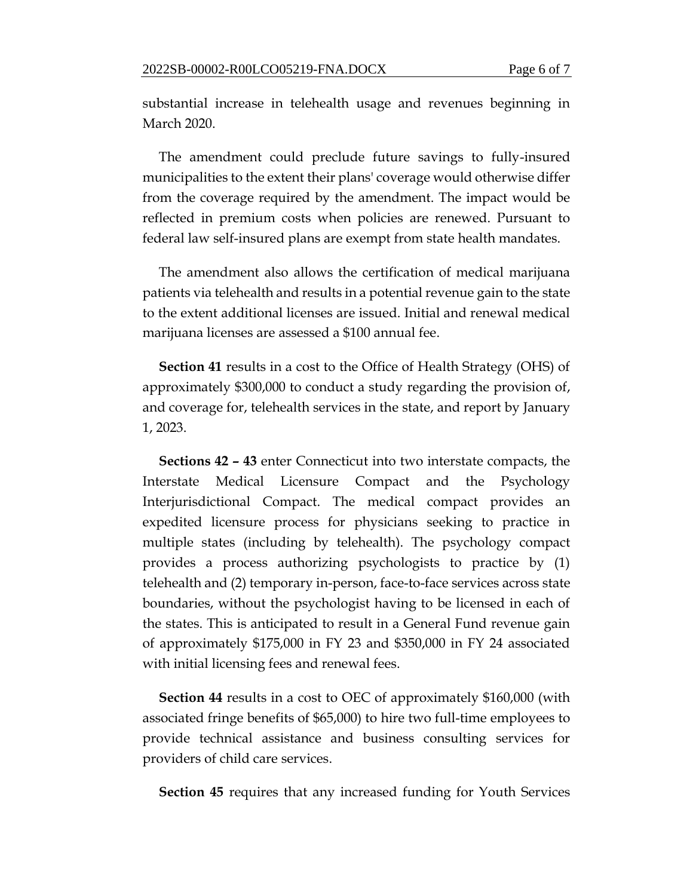substantial increase in telehealth usage and revenues beginning in March 2020.

The amendment could preclude future savings to fully-insured municipalities to the extent their plans' coverage would otherwise differ from the coverage required by the amendment. The impact would be reflected in premium costs when policies are renewed. Pursuant to federal law self-insured plans are exempt from state health mandates.

The amendment also allows the certification of medical marijuana patients via telehealth and results in a potential revenue gain to the state to the extent additional licenses are issued. Initial and renewal medical marijuana licenses are assessed a $100 annual fee.

**Section 41** results in a cost to the Office of Health Strategy (OHS) of approximately $300,000 to conduct a study regarding the provision of, and coverage for, telehealth services in the state, and report by January 1, 2023.

**Sections 42 – 43** enter Connecticut into two interstate compacts, the Interstate Medical Licensure Compact and the Psychology Interjurisdictional Compact. The medical compact provides an expedited licensure process for physicians seeking to practice in multiple states (including by telehealth). The psychology compact provides a process authorizing psychologists to practice by (1) telehealth and (2) temporary in-person, face-to-face services across state boundaries, without the psychologist having to be licensed in each of the states. This is anticipated to result in a General Fund revenue gain of approximately $175,000 in FY 23 and $350,000 in FY 24 associated with initial licensing fees and renewal fees.

**Section 44** results in a cost to OEC of approximately $160,000 (with associated fringe benefits of $65,000) to hire two full-time employees to provide technical assistance and business consulting services for providers of child care services.

**Section 45** requires that any increased funding for Youth Services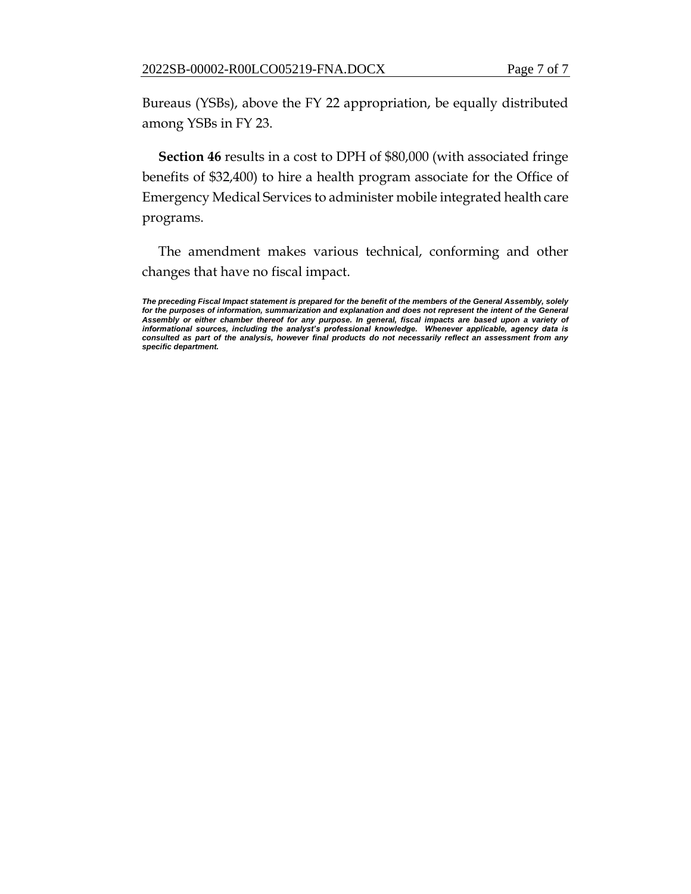Bureaus (YSBs), above the FY 22 appropriation, be equally distributed among YSBs in FY 23.

**Section 46** results in a cost to DPH of $80,000 (with associated fringe benefits of $32,400) to hire a health program associate for the Office of Emergency Medical Services to administer mobile integrated health care programs.

The amendment makes various technical, conforming and other changes that have no fiscal impact.

***The preceding Fiscal Impact statement is prepared for the benefit of the members of the General Assembly, solely for the purposes of information, summarization and explanation and does not represent the intent of the General Assembly or either chamber thereof for any purpose. In general, fiscal impacts are based upon a variety of informational sources, including the analyst's professional knowledge. Whenever applicable, agency data is consulted as part of the analysis, however final products do not necessarily reflect an assessment from any specific department.***